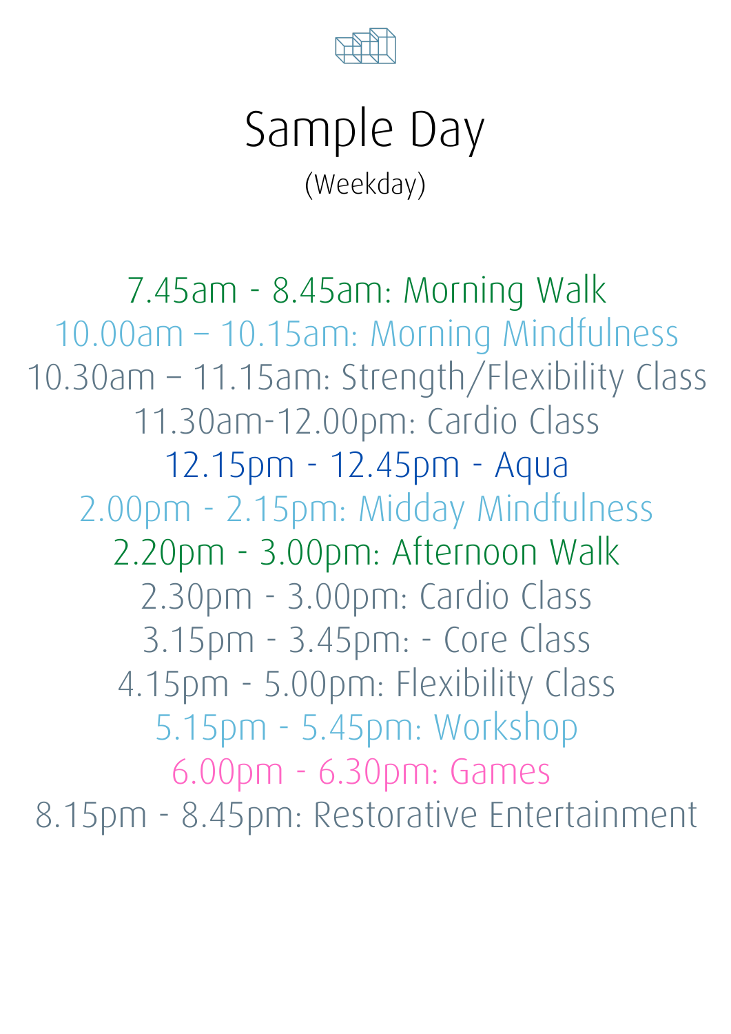# Sample Day

(Weekday)

7.45am - 8.45am: Morning Walk
10.00am – 10.15am: Morning Mindfulness
10.30am – 11.15am: Strength/Flexibility Class
11.30am-12.00pm: Cardio Class
12.15pm - 12.45pm - Aqua
2.00pm - 2.15pm: Midday Mindfulness
2.20pm - 3.00pm: Afternoon Walk
2.30pm - 3.00pm: Cardio Class
3.15pm - 3.45pm: - Core Class
4.15pm - 5.00pm: Flexibility Class
5.15pm - 5.45pm: Workshop
6.00pm - 6.30pm: Games
8.15pm - 8.45pm: Restorative Entertainment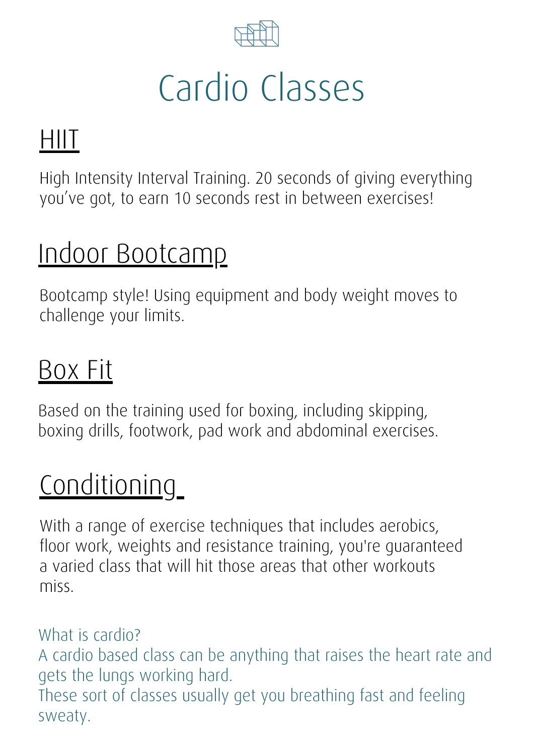# Cardio Classes

## HIIT

High Intensity Interval Training. 20 seconds of giving everything you've got, to earn 10 seconds rest in between exercises!

## Indoor Bootcamp

Bootcamp style! Using equipment and body weight moves to challenge your limits.

## Box Fit

Based on the training used for boxing, including skipping, boxing drills, footwork, pad work and abdominal exercises.

## Conditioning

With a range of exercise techniques that includes aerobics, floor work, weights and resistance training, you're guaranteed a varied class that will hit those areas that other workouts miss.

What is cardio?
A cardio based class can be anything that raises the heart rate and gets the lungs working hard.
These sort of classes usually get you breathing fast and feeling sweaty.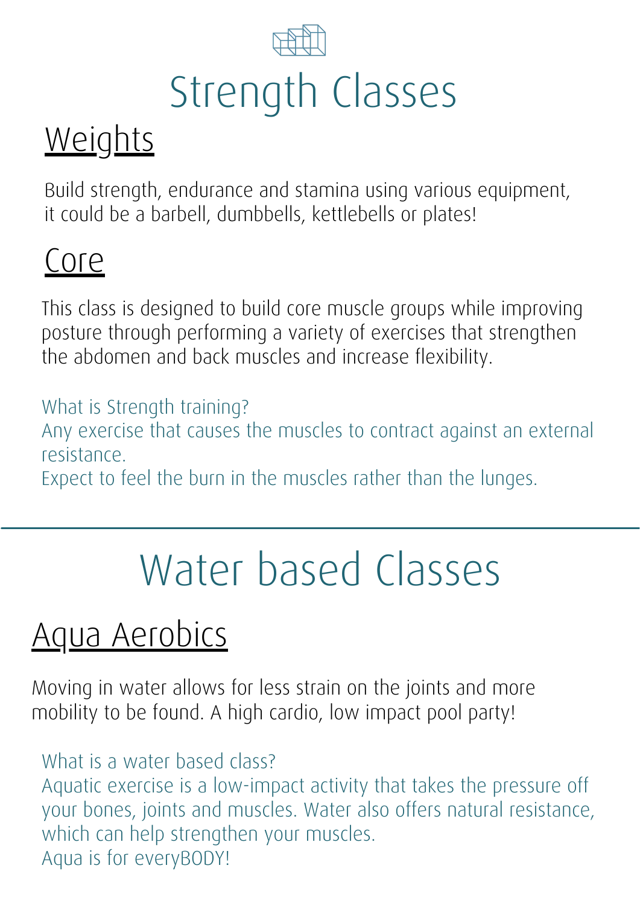# Strength Classes

## Weights

Build strength, endurance and stamina using various equipment, it could be a barbell, dumbbells, kettlebells or plates!

## Core

This class is designed to build core muscle groups while improving posture through performing a variety of exercises that strengthen the abdomen and back muscles and increase flexibility.

What is Strength training?
Any exercise that causes the muscles to contract against an external resistance.
Expect to feel the burn in the muscles rather than the lunges.

---

# Water based Classes

## Aqua Aerobics

Moving in water allows for less strain on the joints and more mobility to be found. A high cardio, low impact pool party!

What is a water based class?
Aquatic exercise is a low-impact activity that takes the pressure off your bones, joints and muscles. Water also offers natural resistance, which can help strengthen your muscles.
Aqua is for everyBODY!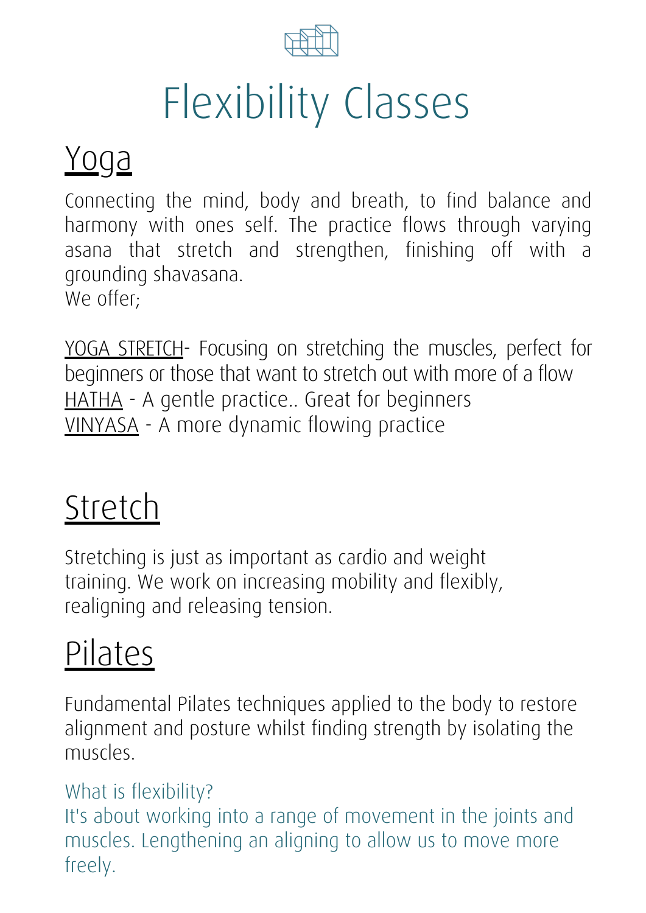# Flexibility Classes

## Yoga

Connecting the mind, body and breath, to find balance and harmony with ones self. The practice flows through varying asana that stretch and strengthen, finishing off with a grounding shavasana.
We offer;

YOGA STRETCH- Focusing on stretching the muscles, perfect for beginners or those that want to stretch out with more of a flow
HATHA - A gentle practice.. Great for beginners
VINYASA - A more dynamic flowing practice

## Stretch

Stretching is just as important as cardio and weight training. We work on increasing mobility and flexibly, realigning and releasing tension.

## Pilates

Fundamental Pilates techniques applied to the body to restore alignment and posture whilst finding strength by isolating the muscles.

What is flexibility?
It's about working into a range of movement in the joints and muscles. Lengthening an aligning to allow us to move more freely.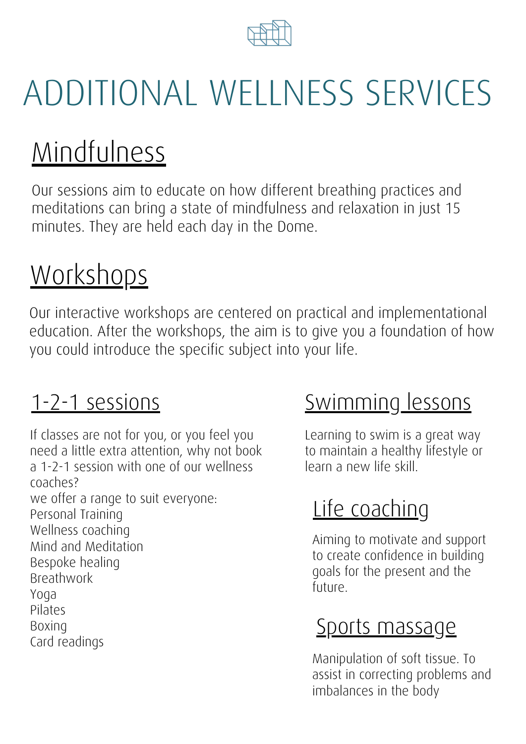# ADDITIONAL WELLNESS SERVICES

## Mindfulness

Our sessions aim to educate on how different breathing practices and meditations can bring a state of mindfulness and relaxation in just 15 minutes. They are held each day in the Dome.

## Workshops

Our interactive workshops are centered on practical and implementational education. After the workshops, the aim is to give you a foundation of how you could introduce the specific subject into your life.

## 1-2-1 sessions

If classes are not for you, or you feel you need a little extra attention, why not book a 1-2-1 session with one of our wellness coaches?
we offer a range to suit everyone:

Personal Training
Wellness coaching
Mind and Meditation
Bespoke healing
Breathwork
Yoga
Pilates
Boxing
Card readings

## Swimming lessons

Learning to swim is a great way to maintain a healthy lifestyle or learn a new life skill.

## Life coaching

Aiming to motivate and support to create confidence in building goals for the present and the future.

## Sports massage

Manipulation of soft tissue. To assist in correcting problems and imbalances in the body